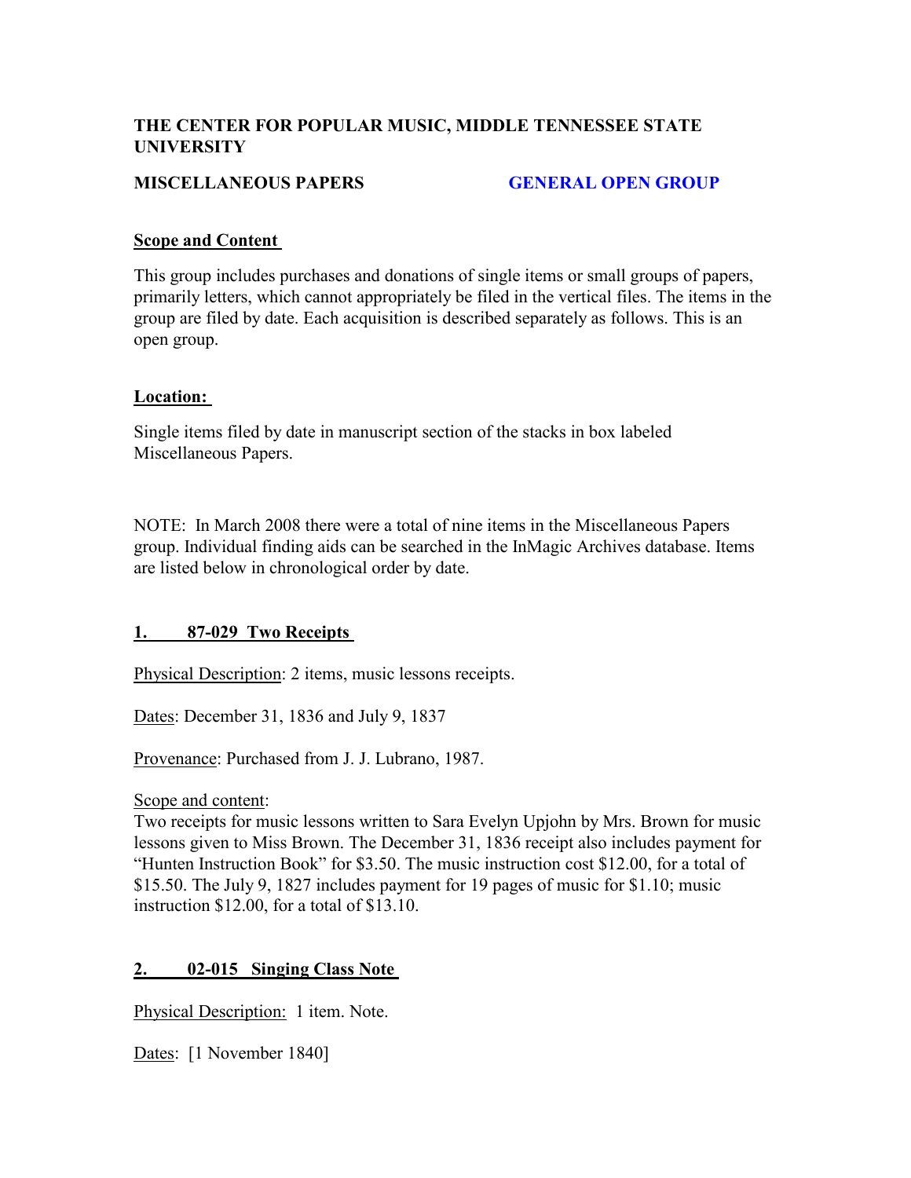**THE CENTER FOR POPULAR MUSIC, MIDDLE TENNESSEE STATE UNIVERSITY**

**MISCELLANEOUS PAPERS** **GENERAL OPEN GROUP**

**Scope and Content**

This group includes purchases and donations of single items or small groups of papers, primarily letters, which cannot appropriately be filed in the vertical files. The items in the group are filed by date. Each acquisition is described separately as follows. This is an open group.

**Location:**

Single items filed by date in manuscript section of the stacks in box labeled Miscellaneous Papers.

NOTE: In March 2008 there were a total of nine items in the Miscellaneous Papers group. Individual finding aids can be searched in the InMagic Archives database. Items are listed below in chronological order by date.

**1. 87-029 Two Receipts**

Physical Description: 2 items, music lessons receipts.

Dates: December 31, 1836 and July 9, 1837

Provenance: Purchased from J. J. Lubrano, 1987.

Scope and content:
Two receipts for music lessons written to Sara Evelyn Upjohn by Mrs. Brown for music lessons given to Miss Brown. The December 31, 1836 receipt also includes payment for "Hunten Instruction Book" for $3.50. The music instruction cost $12.00, for a total of $15.50. The July 9, 1827 includes payment for 19 pages of music for $1.10; music instruction $12.00, for a total of $13.10.

**2. 02-015 Singing Class Note**

Physical Description: 1 item. Note.

Dates: [1 November 1840]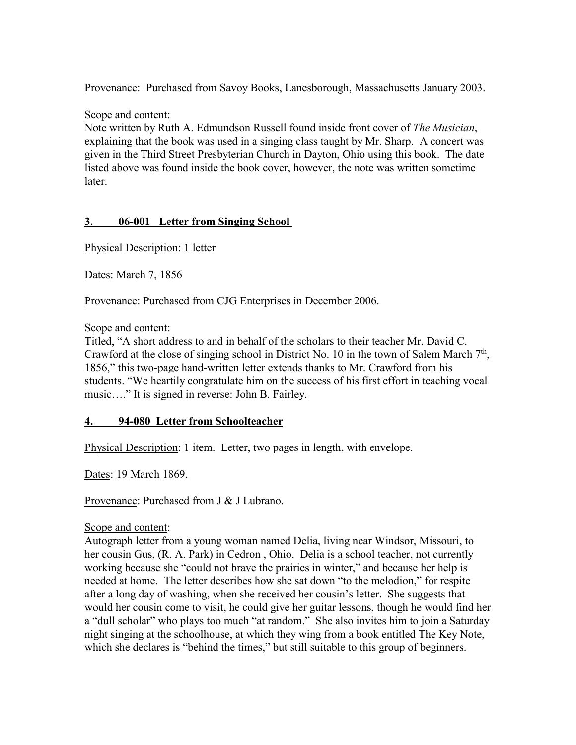Provenance: Purchased from Savoy Books, Lanesborough, Massachusetts January 2003.

Scope and content:
Note written by Ruth A. Edmundson Russell found inside front cover of *The Musician*, explaining that the book was used in a singing class taught by Mr. Sharp. A concert was given in the Third Street Presbyterian Church in Dayton, Ohio using this book. The date listed above was found inside the book cover, however, the note was written sometime later.

## 3. 06-001 Letter from Singing School

Physical Description: 1 letter

Dates: March 7, 1856

Provenance: Purchased from CJG Enterprises in December 2006.

Scope and content:
Titled, "A short address to and in behalf of the scholars to their teacher Mr. David C. Crawford at the close of singing school in District No. 10 in the town of Salem March 7th, 1856," this two-page hand-written letter extends thanks to Mr. Crawford from his students. "We heartily congratulate him on the success of his first effort in teaching vocal music…." It is signed in reverse: John B. Fairley.

## 4. 94-080 Letter from Schoolteacher

Physical Description: 1 item. Letter, two pages in length, with envelope.

Dates: 19 March 1869.

Provenance: Purchased from J & J Lubrano.

Scope and content:
Autograph letter from a young woman named Delia, living near Windsor, Missouri, to her cousin Gus, (R. A. Park) in Cedron , Ohio. Delia is a school teacher, not currently working because she "could not brave the prairies in winter," and because her help is needed at home. The letter describes how she sat down "to the melodion," for respite after a long day of washing, when she received her cousin's letter. She suggests that would her cousin come to visit, he could give her guitar lessons, though he would find her a "dull scholar" who plays too much "at random." She also invites him to join a Saturday night singing at the schoolhouse, at which they wing from a book entitled The Key Note, which she declares is "behind the times," but still suitable to this group of beginners.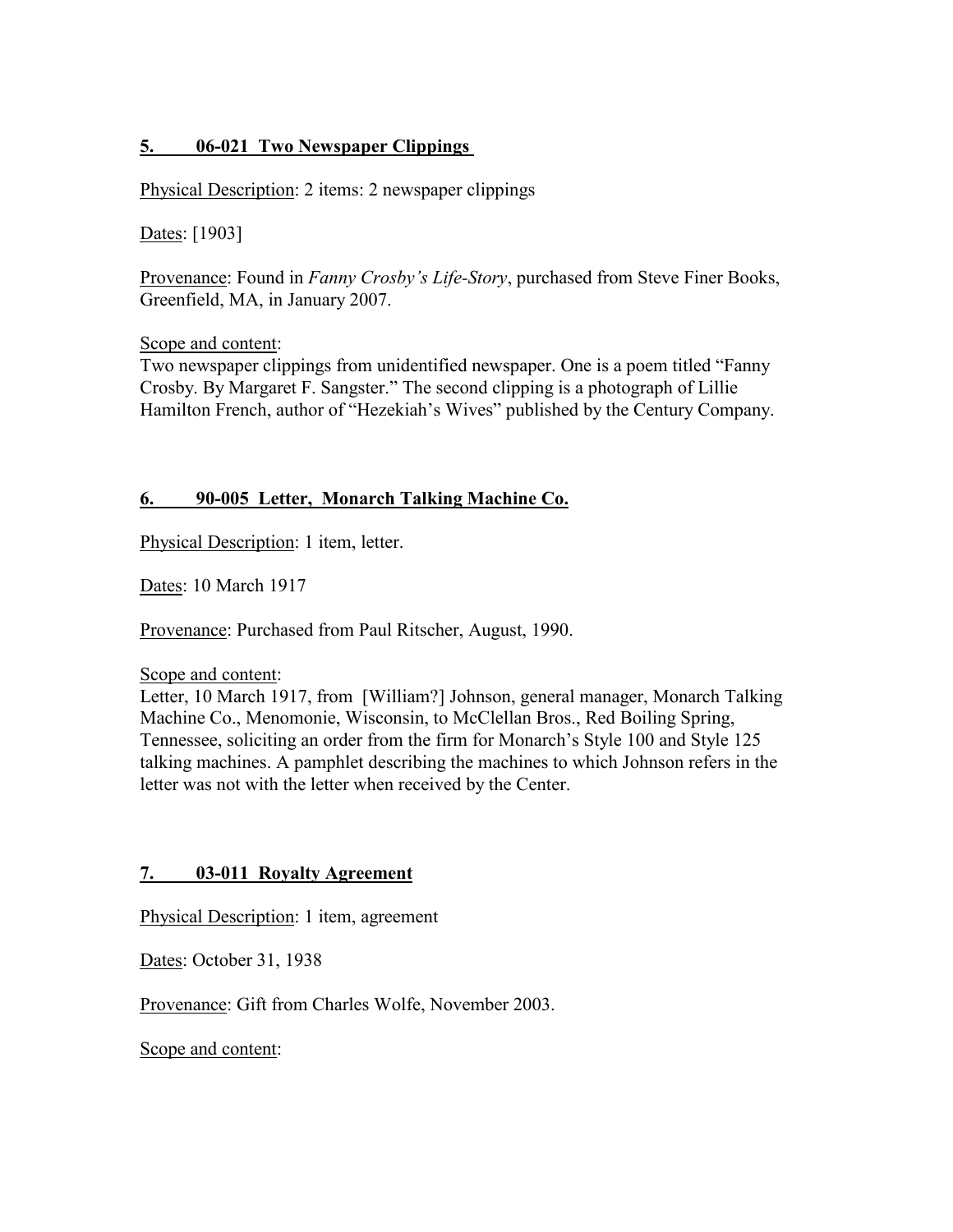### **5. 06-021 Two Newspaper Clippings**

Physical Description: 2 items: 2 newspaper clippings

Dates: [1903]

Provenance: Found in *Fanny Crosby's Life-Story*, purchased from Steve Finer Books, Greenfield, MA, in January 2007.

Scope and content:
Two newspaper clippings from unidentified newspaper. One is a poem titled "Fanny Crosby. By Margaret F. Sangster." The second clipping is a photograph of Lillie Hamilton French, author of "Hezekiah's Wives" published by the Century Company.

### **6. 90-005 Letter, Monarch Talking Machine Co.**

Physical Description: 1 item, letter.

Dates: 10 March 1917

Provenance: Purchased from Paul Ritscher, August, 1990.

Scope and content:
Letter, 10 March 1917, from [William?] Johnson, general manager, Monarch Talking Machine Co., Menomonie, Wisconsin, to McClellan Bros., Red Boiling Spring, Tennessee, soliciting an order from the firm for Monarch's Style 100 and Style 125 talking machines. A pamphlet describing the machines to which Johnson refers in the letter was not with the letter when received by the Center.

### **7. 03-011 Royalty Agreement**

Physical Description: 1 item, agreement

Dates: October 31, 1938

Provenance: Gift from Charles Wolfe, November 2003.

Scope and content: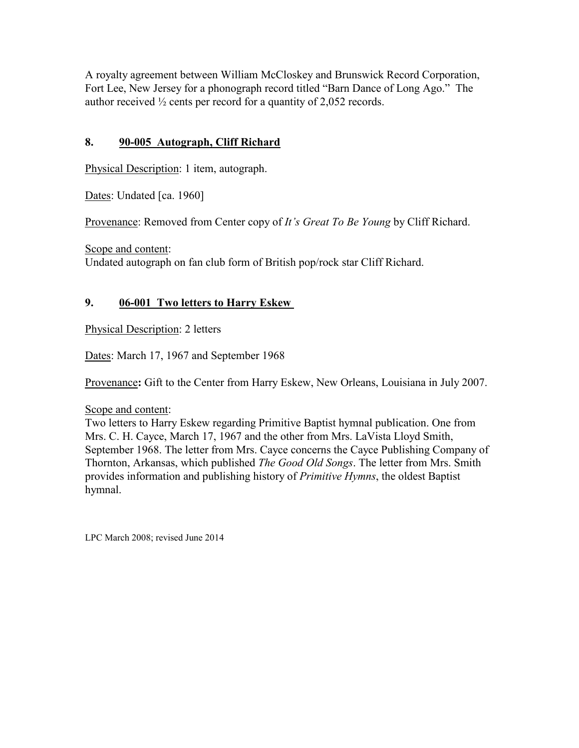A royalty agreement between William McCloskey and Brunswick Record Corporation, Fort Lee, New Jersey for a phonograph record titled "Barn Dance of Long Ago." The author received ½ cents per record for a quantity of 2,052 records.

### 8. 90-005 Autograph, Cliff Richard

Physical Description: 1 item, autograph.

Dates: Undated [ca. 1960]

Provenance: Removed from Center copy of *It's Great To Be Young* by Cliff Richard.

Scope and content:
Undated autograph on fan club form of British pop/rock star Cliff Richard.

### 9. 06-001 Two letters to Harry Eskew

Physical Description: 2 letters

Dates: March 17, 1967 and September 1968

Provenance**:** Gift to the Center from Harry Eskew, New Orleans, Louisiana in July 2007.

Scope and content:
Two letters to Harry Eskew regarding Primitive Baptist hymnal publication. One from Mrs. C. H. Cayce, March 17, 1967 and the other from Mrs. LaVista Lloyd Smith, September 1968. The letter from Mrs. Cayce concerns the Cayce Publishing Company of Thornton, Arkansas, which published *The Good Old Songs*. The letter from Mrs. Smith provides information and publishing history of *Primitive Hymns*, the oldest Baptist hymnal.

LPC March 2008; revised June 2014